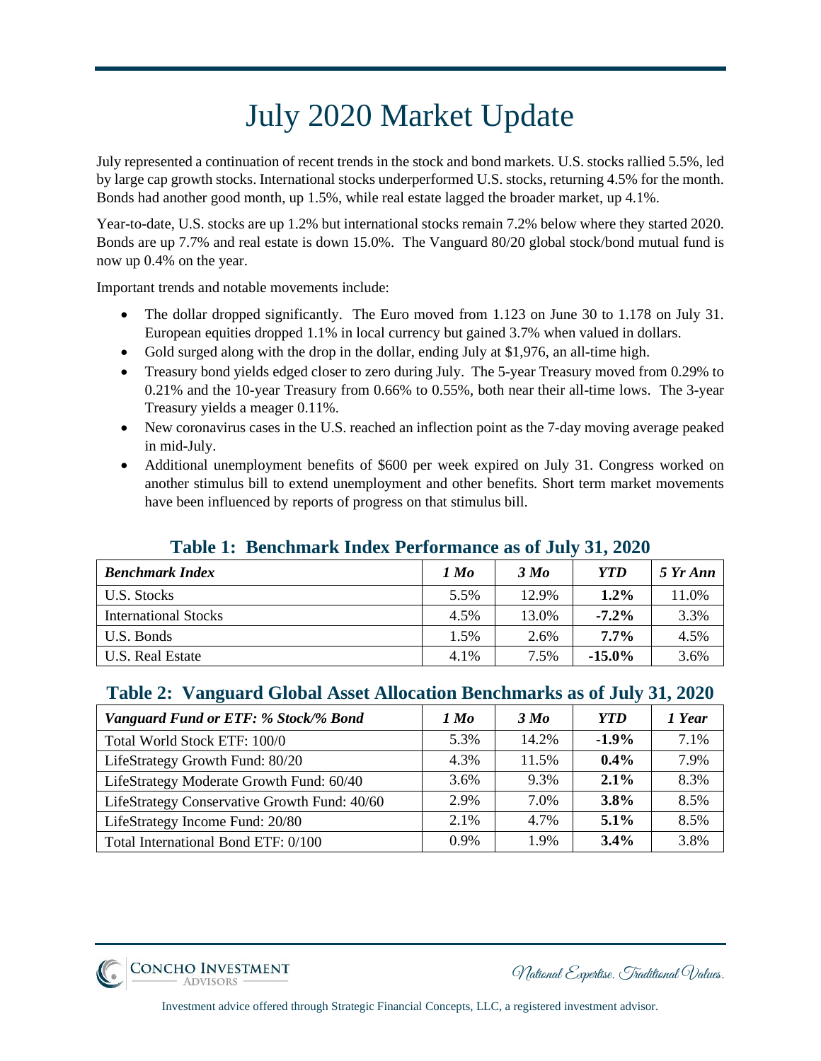# July 2020 Market Update

July represented a continuation of recent trends in the stock and bond markets. U.S. stocks rallied 5.5%, led by large cap growth stocks. International stocks underperformed U.S. stocks, returning 4.5% for the month. Bonds had another good month, up 1.5%, while real estate lagged the broader market, up 4.1%.

Year-to-date, U.S. stocks are up 1.2% but international stocks remain 7.2% below where they started 2020. Bonds are up 7.7% and real estate is down 15.0%. The Vanguard 80/20 global stock/bond mutual fund is now up 0.4% on the year.

Important trends and notable movements include:

- The dollar dropped significantly. The Euro moved from 1.123 on June 30 to 1.178 on July 31. European equities dropped 1.1% in local currency but gained 3.7% when valued in dollars.
- Gold surged along with the drop in the dollar, ending July at $1,976, an all-time high.
- Treasury bond yields edged closer to zero during July. The 5-year Treasury moved from 0.29% to 0.21% and the 10-year Treasury from 0.66% to 0.55%, both near their all-time lows. The 3-year Treasury yields a meager 0.11%.
- New coronavirus cases in the U.S. reached an inflection point as the 7-day moving average peaked in mid-July.
- Additional unemployment benefits of $600 per week expired on July 31. Congress worked on another stimulus bill to extend unemployment and other benefits. Short term market movements have been influenced by reports of progress on that stimulus bill.

## Table 1: Benchmark Index Performance as of July 31, 2020

| ***Benchmark Index*** | ***1 Mo*** | ***3 Mo*** | ***YTD*** | ***5 Yr Ann*** |
|---|---|---|---|---|
| U.S. Stocks | 5.5% | 12.9% | **1.2%** | 11.0% |
| International Stocks | 4.5% | 13.0% | **-7.2%** | 3.3% |
| U.S. Bonds | 1.5% | 2.6% | **7.7%** | 4.5% |
| U.S. Real Estate | 4.1% | 7.5% | **-15.0%** | 3.6% |

## Table 2: Vanguard Global Asset Allocation Benchmarks as of July 31, 2020

| ***Vanguard Fund or ETF: % Stock/% Bond*** | ***1 Mo*** | ***3 Mo*** | ***YTD*** | ***1 Year*** |
|---|---|---|---|---|
| Total World Stock ETF: 100/0 | 5.3% | 14.2% | **-1.9%** | 7.1% |
| LifeStrategy Growth Fund: 80/20 | 4.3% | 11.5% | **0.4%** | 7.9% |
| LifeStrategy Moderate Growth Fund: 60/40 | 3.6% | 9.3% | **2.1%** | 8.3% |
| LifeStrategy Conservative Growth Fund: 40/60 | 2.9% | 7.0% | **3.8%** | 8.5% |
| LifeStrategy Income Fund: 20/80 | 2.1% | 4.7% | **5.1%** | 8.5% |
| Total International Bond ETF: 0/100 | 0.9% | 1.9% | **3.4%** | 3.8% |

Concho Investment Advisors — National Expertise. Traditional Values.

Investment advice offered through Strategic Financial Concepts, LLC, a registered investment advisor.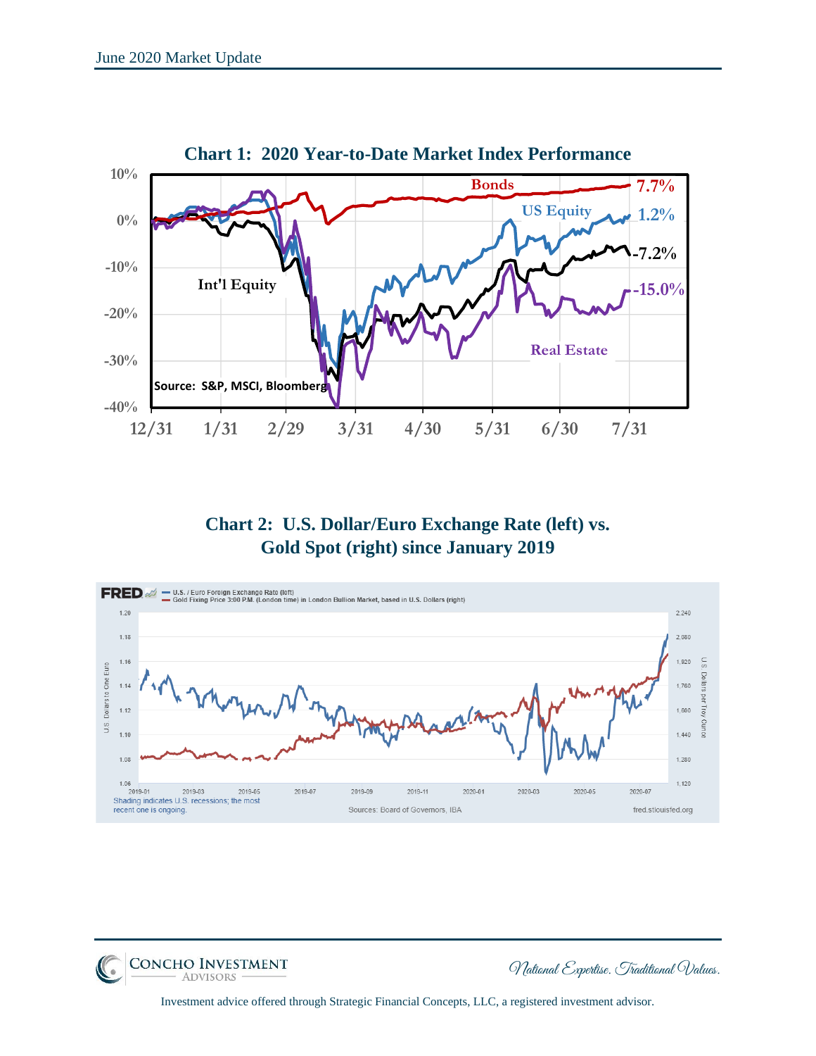## Chart 1: 2020 Year-to-Date Market Index Performance

10%
0%
-10%
-20%
-30%
-40%

12/31 1/31 2/29 3/31 4/30 5/31 6/30 7/31

Bonds 7.7%
US Equity 1.2%
-7.2%
Int'l Equity
-15.0%
Real Estate
Source: S&P, MSCI, Bloomberg

## Chart 2: U.S. Dollar/Euro Exchange Rate (left) vs. Gold Spot (right) since January 2019

FRED
— U.S. / Euro Foreign Exchange Rate (left)
— Gold Fixing Price 3:00 P.M. (London time) in London Bullion Market, based in U.S. Dollars (right)

U.S. Dollars to One Euro
1.20
1.18
1.16
1.14
1.12
1.10
1.08
1.06

U.S. Dollars per Troy Ounce
2,240
2,080
1,920
1,760
1,600
1,440
1,280
1,120

2019-01 2019-03 2019-05 2019-07 2019-09 2019-11 2020-01 2020-03 2020-05 2020-07

Shading indicates U.S. recessions; the most recent one is ongoing.

Sources: Board of Governors, IBA

fred.stlouisfed.org

Concho Investment Advisors

*National Expertise. Traditional Values.*

Investment advice offered through Strategic Financial Concepts, LLC, a registered investment advisor.